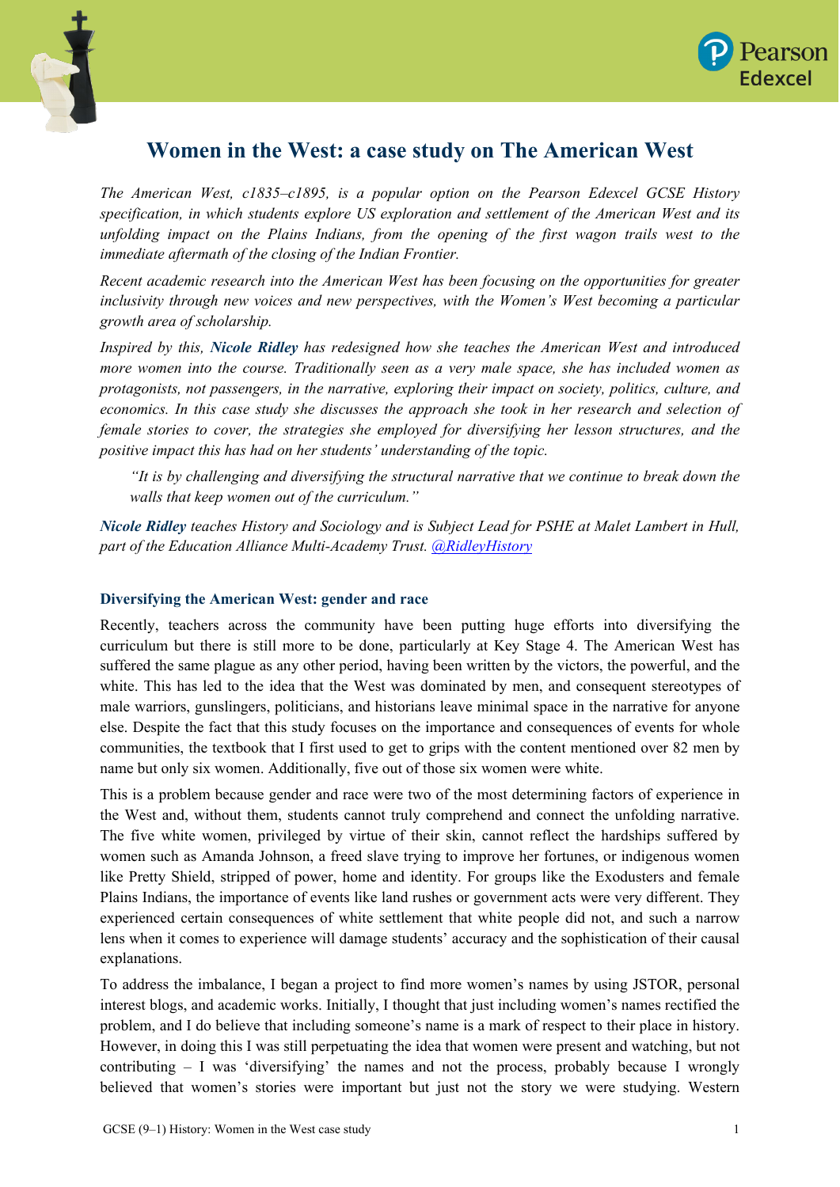# Women in the West: a case study on The American West

*The American West, c1835–c1895, is a popular option on the Pearson Edexcel GCSE History specification, in which students explore US exploration and settlement of the American West and its unfolding impact on the Plains Indians, from the opening of the first wagon trails west to the immediate aftermath of the closing of the Indian Frontier.*

*Recent academic research into the American West has been focusing on the opportunities for greater inclusivity through new voices and new perspectives, with the Women's West becoming a particular growth area of scholarship.*

*Inspired by this,* ***Nicole Ridley*** *has redesigned how she teaches the American West and introduced more women into the course. Traditionally seen as a very male space, she has included women as protagonists, not passengers, in the narrative, exploring their impact on society, politics, culture, and economics. In this case study she discusses the approach she took in her research and selection of female stories to cover, the strategies she employed for diversifying her lesson structures, and the positive impact this has had on her students' understanding of the topic.*

> *"It is by challenging and diversifying the structural narrative that we continue to break down the walls that keep women out of the curriculum."*

***Nicole Ridley*** *teaches History and Sociology and is Subject Lead for PSHE at Malet Lambert in Hull, part of the Education Alliance Multi-Academy Trust.* [@RidleyHistory](https://twitter.com/RidleyHistory)

### Diversifying the American West: gender and race

Recently, teachers across the community have been putting huge efforts into diversifying the curriculum but there is still more to be done, particularly at Key Stage 4. The American West has suffered the same plague as any other period, having been written by the victors, the powerful, and the white. This has led to the idea that the West was dominated by men, and consequent stereotypes of male warriors, gunslingers, politicians, and historians leave minimal space in the narrative for anyone else. Despite the fact that this study focuses on the importance and consequences of events for whole communities, the textbook that I first used to get to grips with the content mentioned over 82 men by name but only six women. Additionally, five out of those six women were white.

This is a problem because gender and race were two of the most determining factors of experience in the West and, without them, students cannot truly comprehend and connect the unfolding narrative. The five white women, privileged by virtue of their skin, cannot reflect the hardships suffered by women such as Amanda Johnson, a freed slave trying to improve her fortunes, or indigenous women like Pretty Shield, stripped of power, home and identity. For groups like the Exodusters and female Plains Indians, the importance of events like land rushes or government acts were very different. They experienced certain consequences of white settlement that white people did not, and such a narrow lens when it comes to experience will damage students' accuracy and the sophistication of their causal explanations.

To address the imbalance, I began a project to find more women's names by using JSTOR, personal interest blogs, and academic works. Initially, I thought that just including women's names rectified the problem, and I do believe that including someone's name is a mark of respect to their place in history. However, in doing this I was still perpetuating the idea that women were present and watching, but not contributing – I was 'diversifying' the names and not the process, probably because I wrongly believed that women's stories were important but just not the story we were studying. Western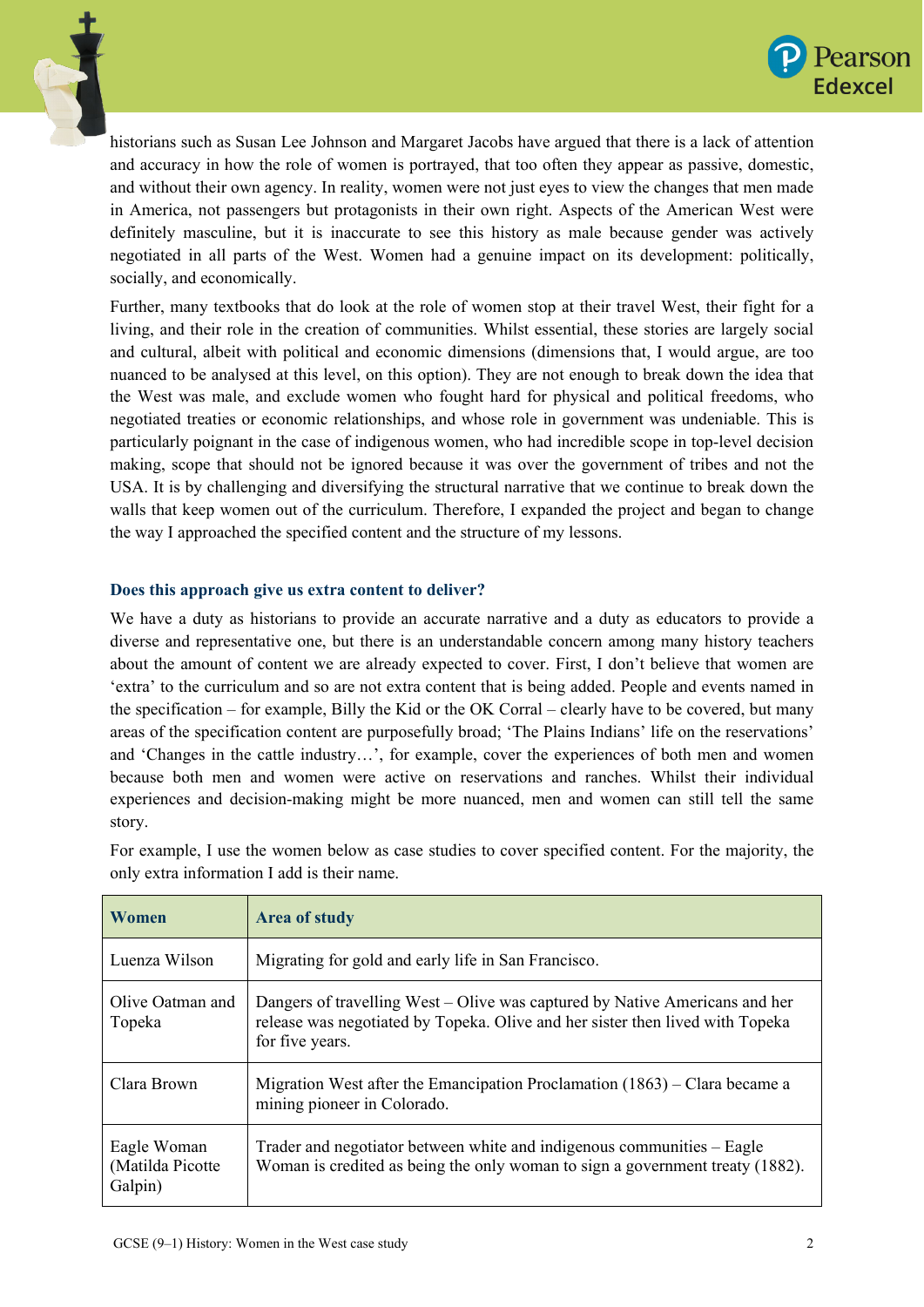historians such as Susan Lee Johnson and Margaret Jacobs have argued that there is a lack of attention and accuracy in how the role of women is portrayed, that too often they appear as passive, domestic, and without their own agency. In reality, women were not just eyes to view the changes that men made in America, not passengers but protagonists in their own right. Aspects of the American West were definitely masculine, but it is inaccurate to see this history as male because gender was actively negotiated in all parts of the West. Women had a genuine impact on its development: politically, socially, and economically.

Further, many textbooks that do look at the role of women stop at their travel West, their fight for a living, and their role in the creation of communities. Whilst essential, these stories are largely social and cultural, albeit with political and economic dimensions (dimensions that, I would argue, are too nuanced to be analysed at this level, on this option). They are not enough to break down the idea that the West was male, and exclude women who fought hard for physical and political freedoms, who negotiated treaties or economic relationships, and whose role in government was undeniable. This is particularly poignant in the case of indigenous women, who had incredible scope in top-level decision making, scope that should not be ignored because it was over the government of tribes and not the USA. It is by challenging and diversifying the structural narrative that we continue to break down the walls that keep women out of the curriculum. Therefore, I expanded the project and began to change the way I approached the specified content and the structure of my lessons.

### Does this approach give us extra content to deliver?

We have a duty as historians to provide an accurate narrative and a duty as educators to provide a diverse and representative one, but there is an understandable concern among many history teachers about the amount of content we are already expected to cover. First, I don't believe that women are 'extra' to the curriculum and so are not extra content that is being added. People and events named in the specification – for example, Billy the Kid or the OK Corral – clearly have to be covered, but many areas of the specification content are purposefully broad; 'The Plains Indians' life on the reservations' and 'Changes in the cattle industry…', for example, cover the experiences of both men and women because both men and women were active on reservations and ranches. Whilst their individual experiences and decision-making might be more nuanced, men and women can still tell the same story.

For example, I use the women below as case studies to cover specified content. For the majority, the only extra information I add is their name.

| Women | Area of study |
|---|---|
| Luenza Wilson | Migrating for gold and early life in San Francisco. |
| Olive Oatman and Topeka | Dangers of travelling West – Olive was captured by Native Americans and her release was negotiated by Topeka. Olive and her sister then lived with Topeka for five years. |
| Clara Brown | Migration West after the Emancipation Proclamation (1863) – Clara became a mining pioneer in Colorado. |
| Eagle Woman (Matilda Picotte Galpin) | Trader and negotiator between white and indigenous communities – Eagle Woman is credited as being the only woman to sign a government treaty (1882). |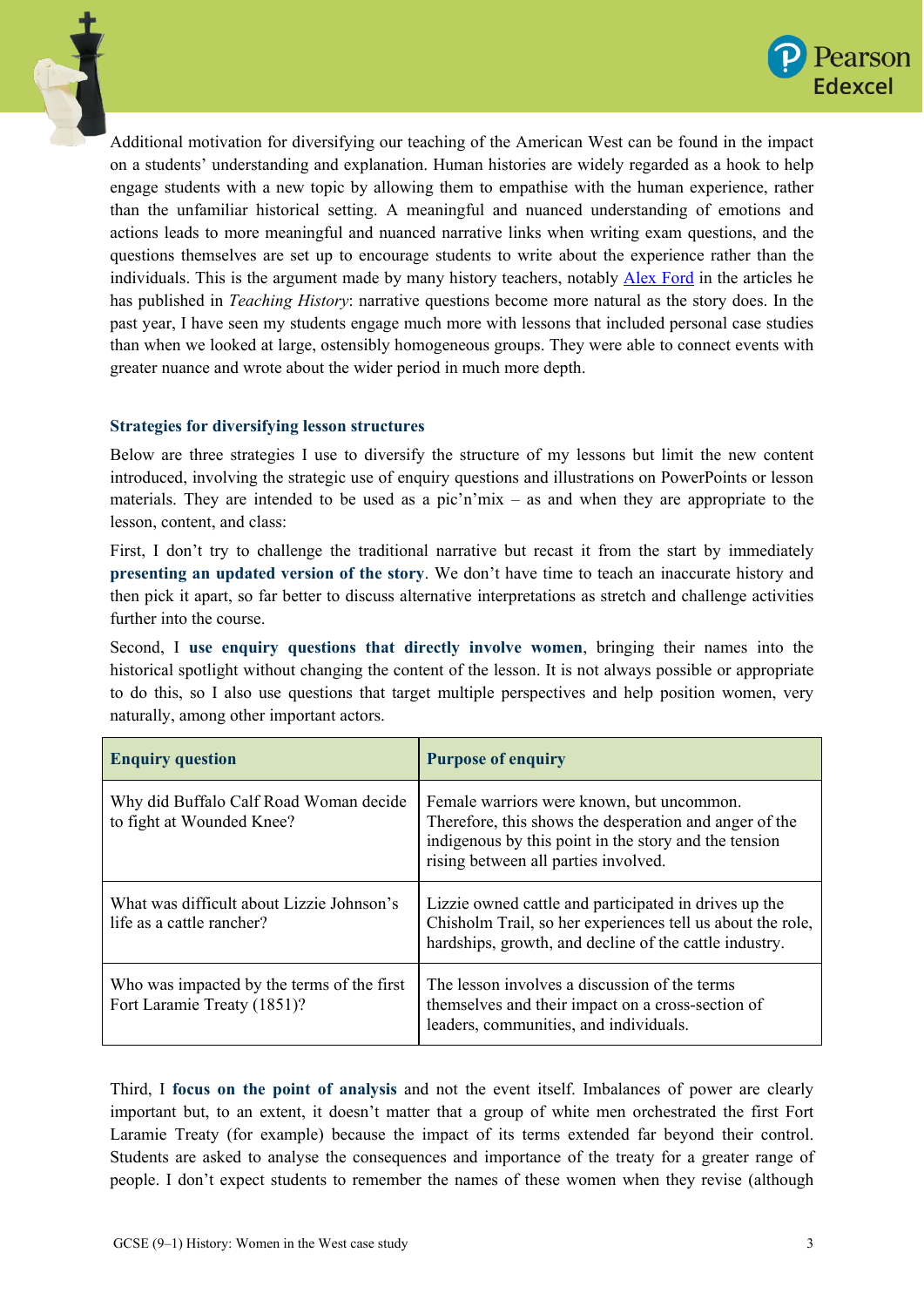Additional motivation for diversifying our teaching of the American West can be found in the impact on a students' understanding and explanation. Human histories are widely regarded as a hook to help engage students with a new topic by allowing them to empathise with the human experience, rather than the unfamiliar historical setting. A meaningful and nuanced understanding of emotions and actions leads to more meaningful and nuanced narrative links when writing exam questions, and the questions themselves are set up to encourage students to write about the experience rather than the individuals. This is the argument made by many history teachers, notably Alex Ford in the articles he has published in *Teaching History*: narrative questions become more natural as the story does. In the past year, I have seen my students engage much more with lessons that included personal case studies than when we looked at large, ostensibly homogeneous groups. They were able to connect events with greater nuance and wrote about the wider period in much more depth.

### Strategies for diversifying lesson structures

Below are three strategies I use to diversify the structure of my lessons but limit the new content introduced, involving the strategic use of enquiry questions and illustrations on PowerPoints or lesson materials. They are intended to be used as a pic'n'mix – as and when they are appropriate to the lesson, content, and class:

First, I don't try to challenge the traditional narrative but recast it from the start by immediately **presenting an updated version of the story**. We don't have time to teach an inaccurate history and then pick it apart, so far better to discuss alternative interpretations as stretch and challenge activities further into the course.

Second, I **use enquiry questions that directly involve women**, bringing their names into the historical spotlight without changing the content of the lesson. It is not always possible or appropriate to do this, so I also use questions that target multiple perspectives and help position women, very naturally, among other important actors.

| Enquiry question | Purpose of enquiry |
|---|---|
| Why did Buffalo Calf Road Woman decide to fight at Wounded Knee? | Female warriors were known, but uncommon. Therefore, this shows the desperation and anger of the indigenous by this point in the story and the tension rising between all parties involved. |
| What was difficult about Lizzie Johnson's life as a cattle rancher? | Lizzie owned cattle and participated in drives up the Chisholm Trail, so her experiences tell us about the role, hardships, growth, and decline of the cattle industry. |
| Who was impacted by the terms of the first Fort Laramie Treaty (1851)? | The lesson involves a discussion of the terms themselves and their impact on a cross-section of leaders, communities, and individuals. |

Third, I **focus on the point of analysis** and not the event itself. Imbalances of power are clearly important but, to an extent, it doesn't matter that a group of white men orchestrated the first Fort Laramie Treaty (for example) because the impact of its terms extended far beyond their control. Students are asked to analyse the consequences and importance of the treaty for a greater range of people. I don't expect students to remember the names of these women when they revise (although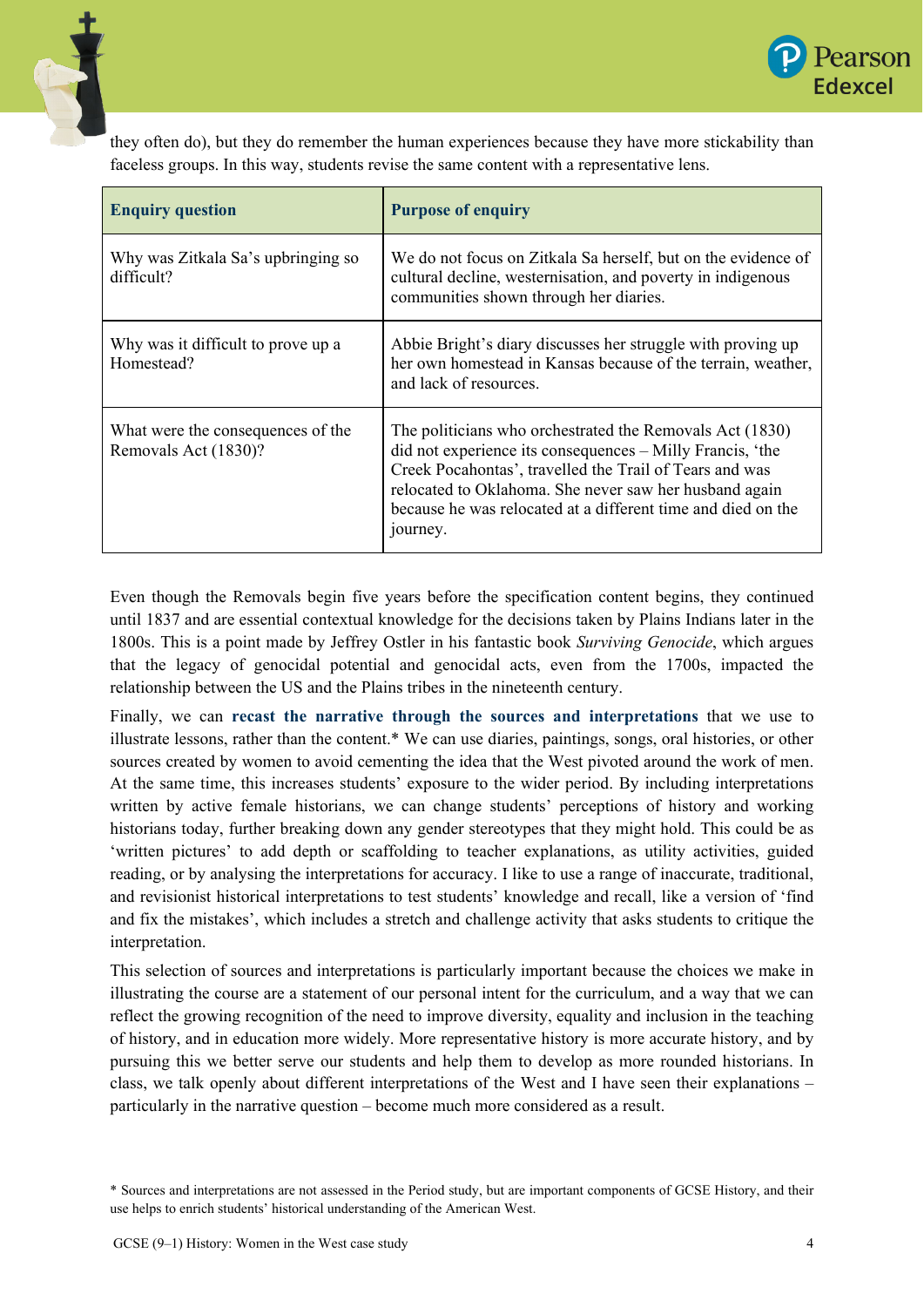they often do), but they do remember the human experiences because they have more stickability than faceless groups. In this way, students revise the same content with a representative lens.

| Enquiry question | Purpose of enquiry |
|---|---|
| Why was Zitkala Sa's upbringing so difficult? | We do not focus on Zitkala Sa herself, but on the evidence of cultural decline, westernisation, and poverty in indigenous communities shown through her diaries. |
| Why was it difficult to prove up a Homestead? | Abbie Bright's diary discusses her struggle with proving up her own homestead in Kansas because of the terrain, weather, and lack of resources. |
| What were the consequences of the Removals Act (1830)? | The politicians who orchestrated the Removals Act (1830) did not experience its consequences – Milly Francis, 'the Creek Pocahontas', travelled the Trail of Tears and was relocated to Oklahoma. She never saw her husband again because he was relocated at a different time and died on the journey. |

Even though the Removals begin five years before the specification content begins, they continued until 1837 and are essential contextual knowledge for the decisions taken by Plains Indians later in the 1800s. This is a point made by Jeffrey Ostler in his fantastic book *Surviving Genocide*, which argues that the legacy of genocidal potential and genocidal acts, even from the 1700s, impacted the relationship between the US and the Plains tribes in the nineteenth century.

Finally, we can **recast the narrative through the sources and interpretations** that we use to illustrate lessons, rather than the content.* We can use diaries, paintings, songs, oral histories, or other sources created by women to avoid cementing the idea that the West pivoted around the work of men. At the same time, this increases students' exposure to the wider period. By including interpretations written by active female historians, we can change students' perceptions of history and working historians today, further breaking down any gender stereotypes that they might hold. This could be as 'written pictures' to add depth or scaffolding to teacher explanations, as utility activities, guided reading, or by analysing the interpretations for accuracy. I like to use a range of inaccurate, traditional, and revisionist historical interpretations to test students' knowledge and recall, like a version of 'find and fix the mistakes', which includes a stretch and challenge activity that asks students to critique the interpretation.

This selection of sources and interpretations is particularly important because the choices we make in illustrating the course are a statement of our personal intent for the curriculum, and a way that we can reflect the growing recognition of the need to improve diversity, equality and inclusion in the teaching of history, and in education more widely. More representative history is more accurate history, and by pursuing this we better serve our students and help them to develop as more rounded historians. In class, we talk openly about different interpretations of the West and I have seen their explanations – particularly in the narrative question – become much more considered as a result.

* Sources and interpretations are not assessed in the Period study, but are important components of GCSE History, and their use helps to enrich students' historical understanding of the American West.